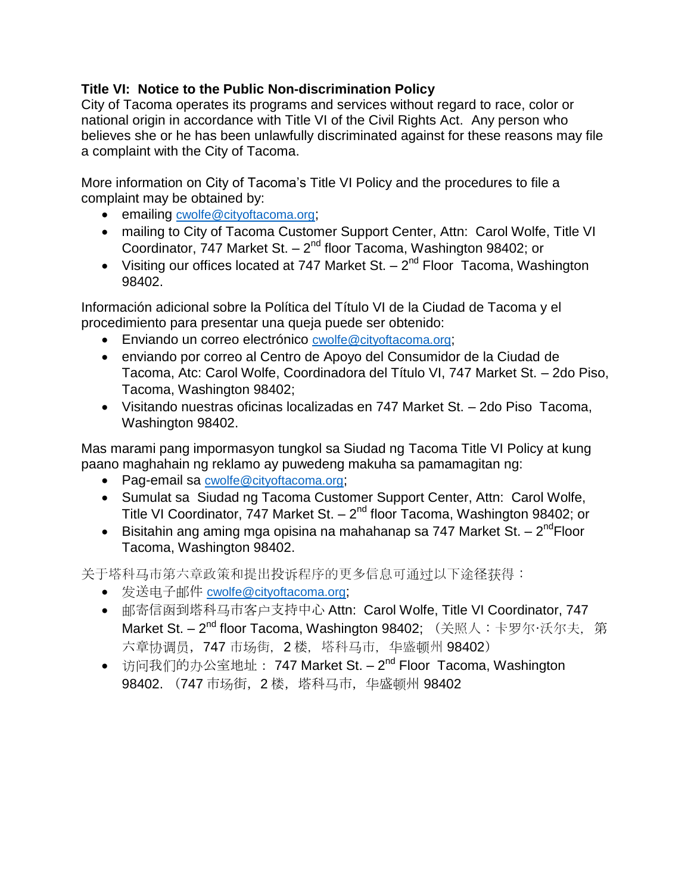**Title VI: Notice to the Public Non-discrimination Policy**
City of Tacoma operates its programs and services without regard to race, color or national origin in accordance with Title VI of the Civil Rights Act. Any person who believes she or he has been unlawfully discriminated against for these reasons may file a complaint with the City of Tacoma.

More information on City of Tacoma's Title VI Policy and the procedures to file a complaint may be obtained by:

- emailing cwolfe@cityoftacoma.org;
- mailing to City of Tacoma Customer Support Center, Attn: Carol Wolfe, Title VI Coordinator, 747 Market St. – 2nd floor Tacoma, Washington 98402; or
- Visiting our offices located at 747 Market St. – 2nd Floor Tacoma, Washington 98402.

Información adicional sobre la Política del Título VI de la Ciudad de Tacoma y el procedimiento para presentar una queja puede ser obtenido:

- Enviando un correo electrónico cwolfe@cityoftacoma.org;
- enviando por correo al Centro de Apoyo del Consumidor de la Ciudad de Tacoma, Atc: Carol Wolfe, Coordinadora del Título VI, 747 Market St. – 2do Piso, Tacoma, Washington 98402;
- Visitando nuestras oficinas localizadas en 747 Market St. – 2do Piso Tacoma, Washington 98402.

Mas marami pang impormasyon tungkol sa Siudad ng Tacoma Title VI Policy at kung paano maghahain ng reklamo ay puwedeng makuha sa pamamagitan ng:

- Pag-email sa cwolfe@cityoftacoma.org;
- Sumulat sa Siudad ng Tacoma Customer Support Center, Attn: Carol Wolfe, Title VI Coordinator, 747 Market St. – 2nd floor Tacoma, Washington 98402; or
- Bisitahin ang aming mga opisina na mahahanap sa 747 Market St. – 2ndFloor Tacoma, Washington 98402.

关于塔科马市第六章政策和提出投诉程序的更多信息可通过以下途径获得：

- 发送电子邮件 cwolfe@cityoftacoma.org;
- 邮寄信函到塔科马市客户支持中心 Attn: Carol Wolfe, Title VI Coordinator, 747 Market St. – 2nd floor Tacoma, Washington 98402; （关照人：卡罗尔·沃尔夫，第六章协调员，747 市场街，2 楼，塔科马市，华盛顿州 98402）
- 访问我们的办公室地址：747 Market St. – 2nd Floor Tacoma, Washington 98402. （747 市场街，2 楼，塔科马市，华盛顿州 98402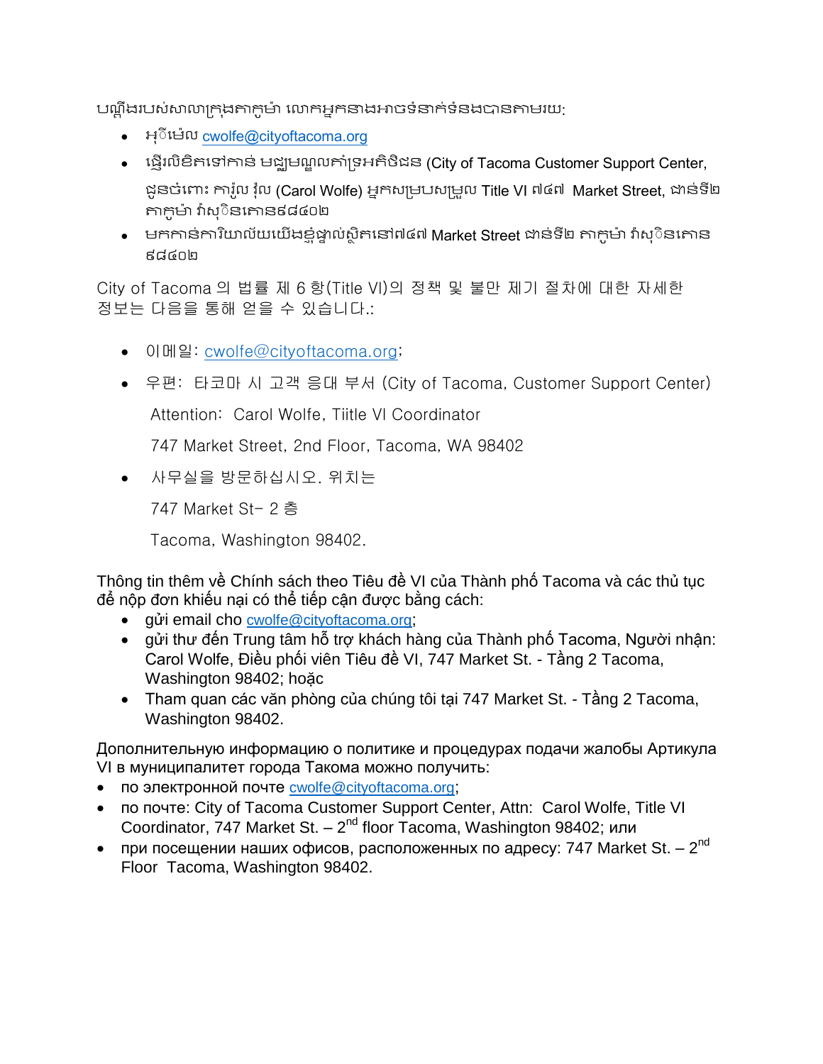បណ្តឹងរបស់សាលាក្រុងតាកូម៉ា លោកអ្នកនាងអាចទំនាក់ទំនងបានតាមរយៈ:

- អុីម៉េល cwolfe@cityoftacoma.org
- ផ្ញើរលិខិតទៅកាន់ មជ្ឈមណ្ឌលគាំទ្រអតិថិជន (City of Tacoma Customer Support Center, ជូនចំពោះ ការ៉ូល វ៉ុល (Carol Wolfe) អ្នកសម្របសម្រួល Title VI ៧៤៧ Market Street, ជាន់ទី២ តាកូម៉ា វ៉ាសុិនតោន៩៨៤០២
- មកកាន់ការិយាល័យយើងខ្ញុំផ្ទាល់ស្ថិតនៅ៧៤៧ Market Street ជាន់ទី២ តាកូម៉ា វ៉ាសុិនតោន ៩៨៤០២

City of Tacoma 의 법률 제 6 항(Title VI)의 정책 및 불만 제기 절차에 대한 자세한 정보는 다음을 통해 얻을 수 있습니다.:

- 이메일: cwolfe@cityoftacoma.org;
- 우편: 타코마 시 고객 응대 부서 (City of Tacoma, Customer Support Center)

  Attention: Carol Wolfe, Tiitle VI Coordinator

  747 Market Street, 2nd Floor, Tacoma, WA 98402
- 사무실을 방문하십시오. 위치는

  747 Market St- 2 층

  Tacoma, Washington 98402.

Thông tin thêm về Chính sách theo Tiêu đề VI của Thành phố Tacoma và các thủ tục để nộp đơn khiếu nại có thể tiếp cận được bằng cách:

- gửi email cho cwolfe@cityoftacoma.org;
- gửi thư đến Trung tâm hỗ trợ khách hàng của Thành phố Tacoma, Người nhận: Carol Wolfe, Điều phối viên Tiêu đề VI, 747 Market St. - Tầng 2 Tacoma, Washington 98402; hoặc
- Tham quan các văn phòng của chúng tôi tại 747 Market St. - Tầng 2 Tacoma, Washington 98402.

Дополнительную информацию о политике и процедурах подачи жалобы Артикула VI в муниципалитет города Такома можно получить:

- по электронной почте cwolfe@cityoftacoma.org;
- по почте: City of Tacoma Customer Support Center, Attn: Carol Wolfe, Title VI Coordinator, 747 Market St. – 2nd floor Tacoma, Washington 98402; или
- при посещении наших офисов, расположенных по адресу: 747 Market St. – 2nd Floor Tacoma, Washington 98402.